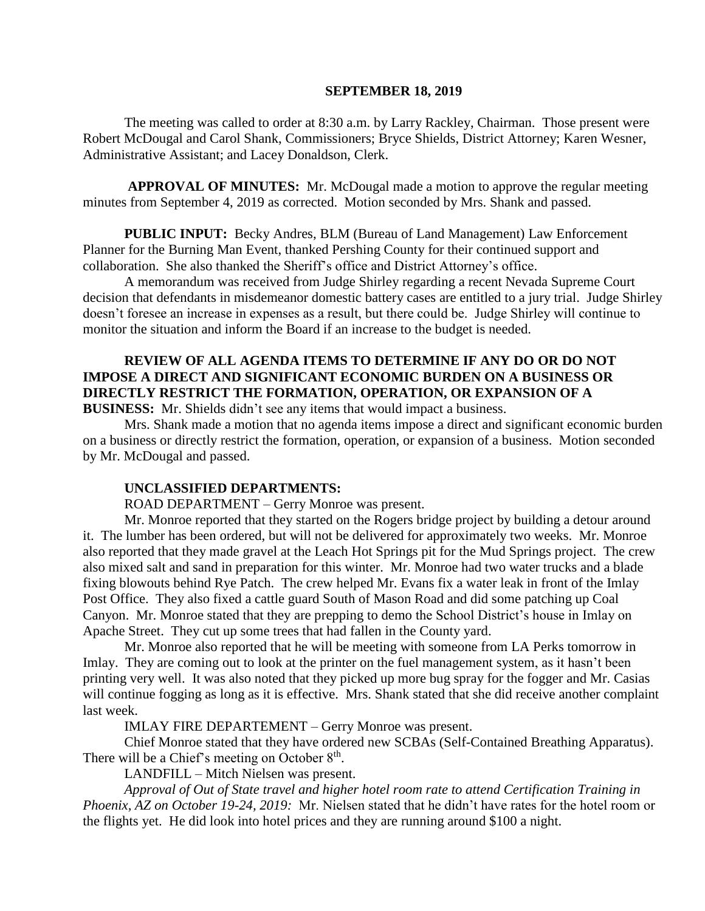**SEPTEMBER 18, 2019**

The meeting was called to order at 8:30 a.m. by Larry Rackley, Chairman. Those present were Robert McDougal and Carol Shank, Commissioners; Bryce Shields, District Attorney; Karen Wesner, Administrative Assistant; and Lacey Donaldson, Clerk.

**APPROVAL OF MINUTES:** Mr. McDougal made a motion to approve the regular meeting minutes from September 4, 2019 as corrected. Motion seconded by Mrs. Shank and passed.

**PUBLIC INPUT:** Becky Andres, BLM (Bureau of Land Management) Law Enforcement Planner for the Burning Man Event, thanked Pershing County for their continued support and collaboration. She also thanked the Sheriff's office and District Attorney's office.

A memorandum was received from Judge Shirley regarding a recent Nevada Supreme Court decision that defendants in misdemeanor domestic battery cases are entitled to a jury trial. Judge Shirley doesn't foresee an increase in expenses as a result, but there could be. Judge Shirley will continue to monitor the situation and inform the Board if an increase to the budget is needed.

**REVIEW OF ALL AGENDA ITEMS TO DETERMINE IF ANY DO OR DO NOT IMPOSE A DIRECT AND SIGNIFICANT ECONOMIC BURDEN ON A BUSINESS OR DIRECTLY RESTRICT THE FORMATION, OPERATION, OR EXPANSION OF A BUSINESS:** Mr. Shields didn't see any items that would impact a business.

Mrs. Shank made a motion that no agenda items impose a direct and significant economic burden on a business or directly restrict the formation, operation, or expansion of a business. Motion seconded by Mr. McDougal and passed.

**UNCLASSIFIED DEPARTMENTS:**

ROAD DEPARTMENT – Gerry Monroe was present.

Mr. Monroe reported that they started on the Rogers bridge project by building a detour around it. The lumber has been ordered, but will not be delivered for approximately two weeks. Mr. Monroe also reported that they made gravel at the Leach Hot Springs pit for the Mud Springs project. The crew also mixed salt and sand in preparation for this winter. Mr. Monroe had two water trucks and a blade fixing blowouts behind Rye Patch. The crew helped Mr. Evans fix a water leak in front of the Imlay Post Office. They also fixed a cattle guard South of Mason Road and did some patching up Coal Canyon. Mr. Monroe stated that they are prepping to demo the School District's house in Imlay on Apache Street. They cut up some trees that had fallen in the County yard.

Mr. Monroe also reported that he will be meeting with someone from LA Perks tomorrow in Imlay. They are coming out to look at the printer on the fuel management system, as it hasn't been printing very well. It was also noted that they picked up more bug spray for the fogger and Mr. Casias will continue fogging as long as it is effective. Mrs. Shank stated that she did receive another complaint last week.

IMLAY FIRE DEPARTEMENT – Gerry Monroe was present.

Chief Monroe stated that they have ordered new SCBAs (Self-Contained Breathing Apparatus). There will be a Chief's meeting on October 8th.

LANDFILL – Mitch Nielsen was present.

*Approval of Out of State travel and higher hotel room rate to attend Certification Training in Phoenix, AZ on October 19-24, 2019:* Mr. Nielsen stated that he didn't have rates for the hotel room or the flights yet. He did look into hotel prices and they are running around $100 a night.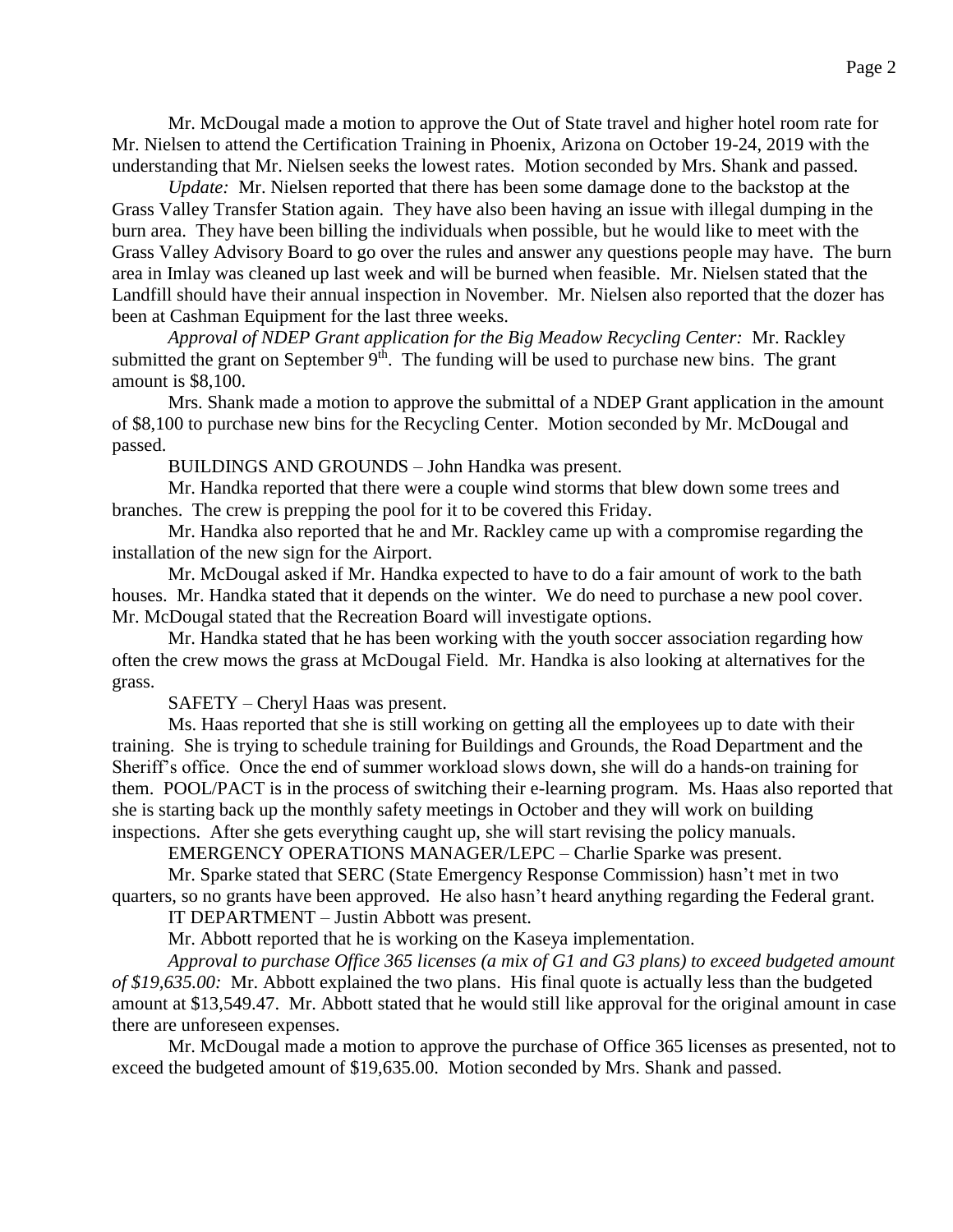Mr. McDougal made a motion to approve the Out of State travel and higher hotel room rate for Mr. Nielsen to attend the Certification Training in Phoenix, Arizona on October 19-24, 2019 with the understanding that Mr. Nielsen seeks the lowest rates. Motion seconded by Mrs. Shank and passed.

*Update:* Mr. Nielsen reported that there has been some damage done to the backstop at the Grass Valley Transfer Station again. They have also been having an issue with illegal dumping in the burn area. They have been billing the individuals when possible, but he would like to meet with the Grass Valley Advisory Board to go over the rules and answer any questions people may have. The burn area in Imlay was cleaned up last week and will be burned when feasible. Mr. Nielsen stated that the Landfill should have their annual inspection in November. Mr. Nielsen also reported that the dozer has been at Cashman Equipment for the last three weeks.

*Approval of NDEP Grant application for the Big Meadow Recycling Center:* Mr. Rackley submitted the grant on September 9th. The funding will be used to purchase new bins. The grant amount is $8,100.

Mrs. Shank made a motion to approve the submittal of a NDEP Grant application in the amount of $8,100 to purchase new bins for the Recycling Center. Motion seconded by Mr. McDougal and passed.

BUILDINGS AND GROUNDS – John Handka was present.

Mr. Handka reported that there were a couple wind storms that blew down some trees and branches. The crew is prepping the pool for it to be covered this Friday.

Mr. Handka also reported that he and Mr. Rackley came up with a compromise regarding the installation of the new sign for the Airport.

Mr. McDougal asked if Mr. Handka expected to have to do a fair amount of work to the bath houses. Mr. Handka stated that it depends on the winter. We do need to purchase a new pool cover. Mr. McDougal stated that the Recreation Board will investigate options.

Mr. Handka stated that he has been working with the youth soccer association regarding how often the crew mows the grass at McDougal Field. Mr. Handka is also looking at alternatives for the grass.

SAFETY – Cheryl Haas was present.

Ms. Haas reported that she is still working on getting all the employees up to date with their training. She is trying to schedule training for Buildings and Grounds, the Road Department and the Sheriff's office. Once the end of summer workload slows down, she will do a hands-on training for them. POOL/PACT is in the process of switching their e-learning program. Ms. Haas also reported that she is starting back up the monthly safety meetings in October and they will work on building inspections. After she gets everything caught up, she will start revising the policy manuals.

EMERGENCY OPERATIONS MANAGER/LEPC – Charlie Sparke was present.

Mr. Sparke stated that SERC (State Emergency Response Commission) hasn't met in two quarters, so no grants have been approved. He also hasn't heard anything regarding the Federal grant.

IT DEPARTMENT – Justin Abbott was present.

Mr. Abbott reported that he is working on the Kaseya implementation.

*Approval to purchase Office 365 licenses (a mix of G1 and G3 plans) to exceed budgeted amount of $19,635.00:* Mr. Abbott explained the two plans. His final quote is actually less than the budgeted amount at $13,549.47. Mr. Abbott stated that he would still like approval for the original amount in case there are unforeseen expenses.

Mr. McDougal made a motion to approve the purchase of Office 365 licenses as presented, not to exceed the budgeted amount of $19,635.00. Motion seconded by Mrs. Shank and passed.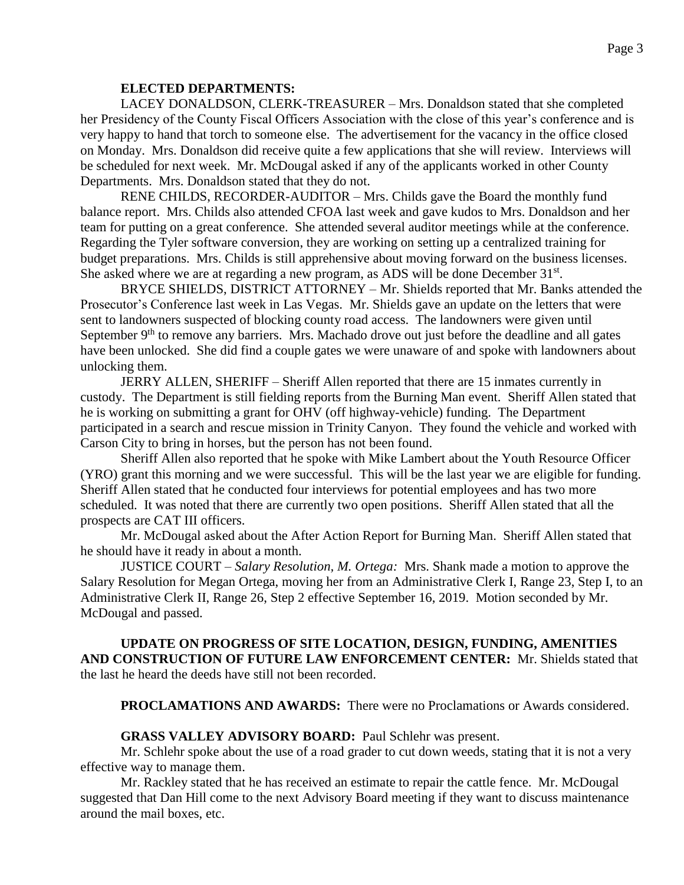**ELECTED DEPARTMENTS:**

LACEY DONALDSON, CLERK-TREASURER – Mrs. Donaldson stated that she completed her Presidency of the County Fiscal Officers Association with the close of this year's conference and is very happy to hand that torch to someone else. The advertisement for the vacancy in the office closed on Monday. Mrs. Donaldson did receive quite a few applications that she will review. Interviews will be scheduled for next week. Mr. McDougal asked if any of the applicants worked in other County Departments. Mrs. Donaldson stated that they do not.

RENE CHILDS, RECORDER-AUDITOR – Mrs. Childs gave the Board the monthly fund balance report. Mrs. Childs also attended CFOA last week and gave kudos to Mrs. Donaldson and her team for putting on a great conference. She attended several auditor meetings while at the conference. Regarding the Tyler software conversion, they are working on setting up a centralized training for budget preparations. Mrs. Childs is still apprehensive about moving forward on the business licenses. She asked where we are at regarding a new program, as ADS will be done December 31st.

BRYCE SHIELDS, DISTRICT ATTORNEY – Mr. Shields reported that Mr. Banks attended the Prosecutor's Conference last week in Las Vegas. Mr. Shields gave an update on the letters that were sent to landowners suspected of blocking county road access. The landowners were given until September 9th to remove any barriers. Mrs. Machado drove out just before the deadline and all gates have been unlocked. She did find a couple gates we were unaware of and spoke with landowners about unlocking them.

JERRY ALLEN, SHERIFF – Sheriff Allen reported that there are 15 inmates currently in custody. The Department is still fielding reports from the Burning Man event. Sheriff Allen stated that he is working on submitting a grant for OHV (off highway-vehicle) funding. The Department participated in a search and rescue mission in Trinity Canyon. They found the vehicle and worked with Carson City to bring in horses, but the person has not been found.

Sheriff Allen also reported that he spoke with Mike Lambert about the Youth Resource Officer (YRO) grant this morning and we were successful. This will be the last year we are eligible for funding. Sheriff Allen stated that he conducted four interviews for potential employees and has two more scheduled. It was noted that there are currently two open positions. Sheriff Allen stated that all the prospects are CAT III officers.

Mr. McDougal asked about the After Action Report for Burning Man. Sheriff Allen stated that he should have it ready in about a month.

JUSTICE COURT – *Salary Resolution, M. Ortega:* Mrs. Shank made a motion to approve the Salary Resolution for Megan Ortega, moving her from an Administrative Clerk I, Range 23, Step I, to an Administrative Clerk II, Range 26, Step 2 effective September 16, 2019. Motion seconded by Mr. McDougal and passed.

**UPDATE ON PROGRESS OF SITE LOCATION, DESIGN, FUNDING, AMENITIES AND CONSTRUCTION OF FUTURE LAW ENFORCEMENT CENTER:** Mr. Shields stated that the last he heard the deeds have still not been recorded.

**PROCLAMATIONS AND AWARDS:** There were no Proclamations or Awards considered.

**GRASS VALLEY ADVISORY BOARD:** Paul Schlehr was present.

Mr. Schlehr spoke about the use of a road grader to cut down weeds, stating that it is not a very effective way to manage them.

Mr. Rackley stated that he has received an estimate to repair the cattle fence. Mr. McDougal suggested that Dan Hill come to the next Advisory Board meeting if they want to discuss maintenance around the mail boxes, etc.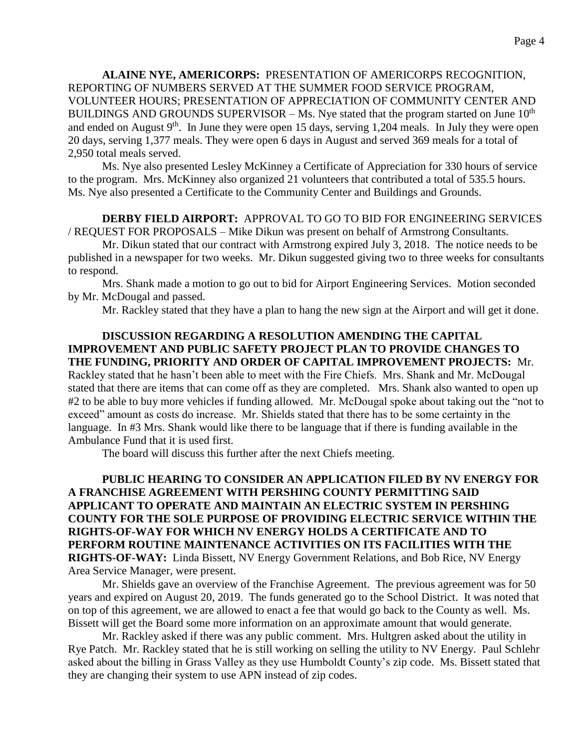**ALAINE NYE, AMERICORPS:** PRESENTATION OF AMERICORPS RECOGNITION, REPORTING OF NUMBERS SERVED AT THE SUMMER FOOD SERVICE PROGRAM, VOLUNTEER HOURS; PRESENTATION OF APPRECIATION OF COMMUNITY CENTER AND BUILDINGS AND GROUNDS SUPERVISOR – Ms. Nye stated that the program started on June 10th and ended on August 9th. In June they were open 15 days, serving 1,204 meals. In July they were open 20 days, serving 1,377 meals. They were open 6 days in August and served 369 meals for a total of 2,950 total meals served.

Ms. Nye also presented Lesley McKinney a Certificate of Appreciation for 330 hours of service to the program. Mrs. McKinney also organized 21 volunteers that contributed a total of 535.5 hours. Ms. Nye also presented a Certificate to the Community Center and Buildings and Grounds.

**DERBY FIELD AIRPORT:** APPROVAL TO GO TO BID FOR ENGINEERING SERVICES / REQUEST FOR PROPOSALS – Mike Dikun was present on behalf of Armstrong Consultants.

Mr. Dikun stated that our contract with Armstrong expired July 3, 2018. The notice needs to be published in a newspaper for two weeks. Mr. Dikun suggested giving two to three weeks for consultants to respond.

Mrs. Shank made a motion to go out to bid for Airport Engineering Services. Motion seconded by Mr. McDougal and passed.

Mr. Rackley stated that they have a plan to hang the new sign at the Airport and will get it done.

**DISCUSSION REGARDING A RESOLUTION AMENDING THE CAPITAL IMPROVEMENT AND PUBLIC SAFETY PROJECT PLAN TO PROVIDE CHANGES TO THE FUNDING, PRIORITY AND ORDER OF CAPITAL IMPROVEMENT PROJECTS:** Mr. Rackley stated that he hasn't been able to meet with the Fire Chiefs. Mrs. Shank and Mr. McDougal stated that there are items that can come off as they are completed. Mrs. Shank also wanted to open up #2 to be able to buy more vehicles if funding allowed. Mr. McDougal spoke about taking out the "not to exceed" amount as costs do increase. Mr. Shields stated that there has to be some certainty in the language. In #3 Mrs. Shank would like there to be language that if there is funding available in the Ambulance Fund that it is used first.

The board will discuss this further after the next Chiefs meeting.

**PUBLIC HEARING TO CONSIDER AN APPLICATION FILED BY NV ENERGY FOR A FRANCHISE AGREEMENT WITH PERSHING COUNTY PERMITTING SAID APPLICANT TO OPERATE AND MAINTAIN AN ELECTRIC SYSTEM IN PERSHING COUNTY FOR THE SOLE PURPOSE OF PROVIDING ELECTRIC SERVICE WITHIN THE RIGHTS-OF-WAY FOR WHICH NV ENERGY HOLDS A CERTIFICATE AND TO PERFORM ROUTINE MAINTENANCE ACTIVITIES ON ITS FACILITIES WITH THE RIGHTS-OF-WAY:** Linda Bissett, NV Energy Government Relations, and Bob Rice, NV Energy Area Service Manager, were present.

Mr. Shields gave an overview of the Franchise Agreement. The previous agreement was for 50 years and expired on August 20, 2019. The funds generated go to the School District. It was noted that on top of this agreement, we are allowed to enact a fee that would go back to the County as well. Ms. Bissett will get the Board some more information on an approximate amount that would generate.

Mr. Rackley asked if there was any public comment. Mrs. Hultgren asked about the utility in Rye Patch. Mr. Rackley stated that he is still working on selling the utility to NV Energy. Paul Schlehr asked about the billing in Grass Valley as they use Humboldt County's zip code. Ms. Bissett stated that they are changing their system to use APN instead of zip codes.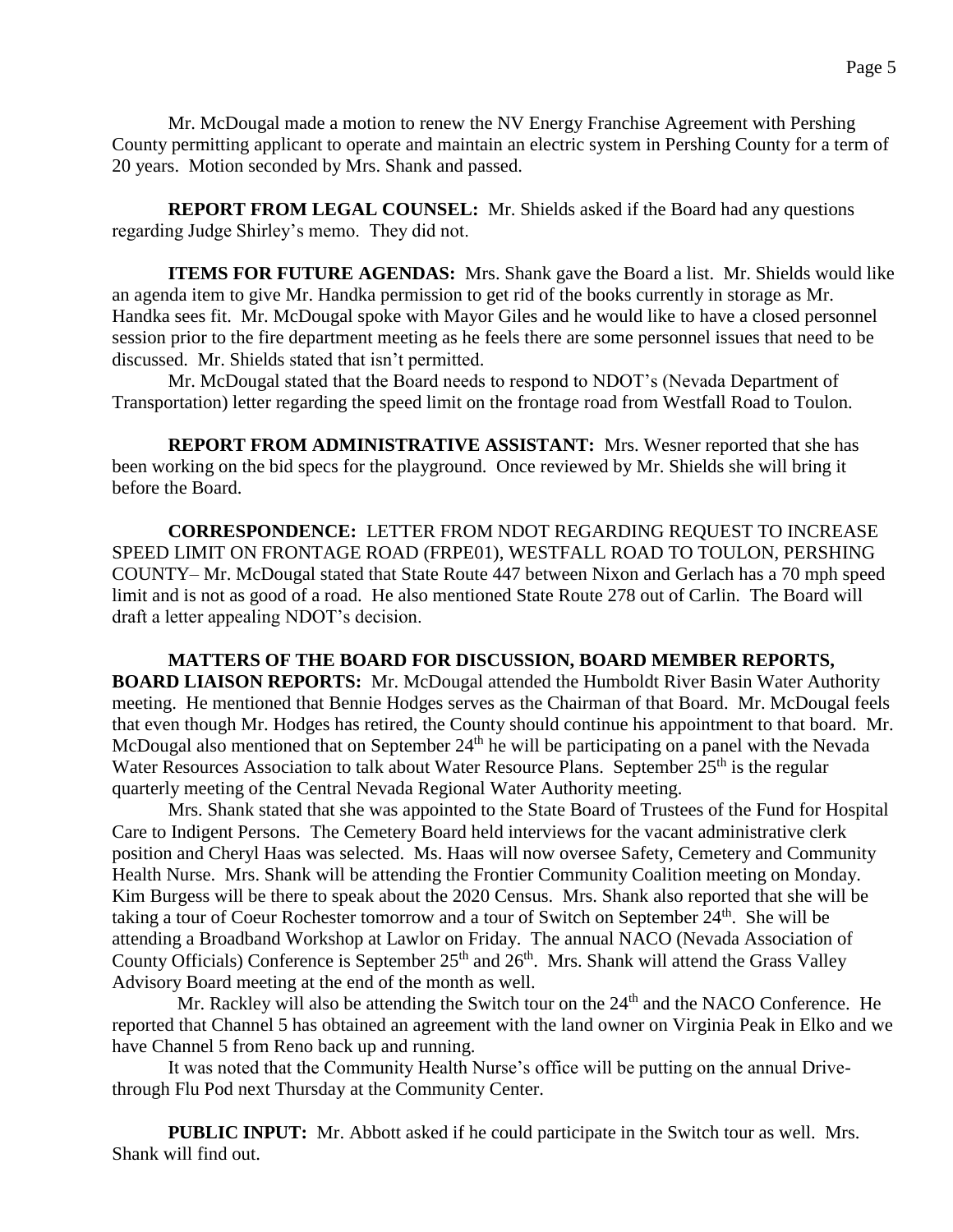Mr. McDougal made a motion to renew the NV Energy Franchise Agreement with Pershing County permitting applicant to operate and maintain an electric system in Pershing County for a term of 20 years. Motion seconded by Mrs. Shank and passed.

**REPORT FROM LEGAL COUNSEL:** Mr. Shields asked if the Board had any questions regarding Judge Shirley's memo. They did not.

**ITEMS FOR FUTURE AGENDAS:** Mrs. Shank gave the Board a list. Mr. Shields would like an agenda item to give Mr. Handka permission to get rid of the books currently in storage as Mr. Handka sees fit. Mr. McDougal spoke with Mayor Giles and he would like to have a closed personnel session prior to the fire department meeting as he feels there are some personnel issues that need to be discussed. Mr. Shields stated that isn't permitted.

Mr. McDougal stated that the Board needs to respond to NDOT's (Nevada Department of Transportation) letter regarding the speed limit on the frontage road from Westfall Road to Toulon.

**REPORT FROM ADMINISTRATIVE ASSISTANT:** Mrs. Wesner reported that she has been working on the bid specs for the playground. Once reviewed by Mr. Shields she will bring it before the Board.

**CORRESPONDENCE:** LETTER FROM NDOT REGARDING REQUEST TO INCREASE SPEED LIMIT ON FRONTAGE ROAD (FRPE01), WESTFALL ROAD TO TOULON, PERSHING COUNTY– Mr. McDougal stated that State Route 447 between Nixon and Gerlach has a 70 mph speed limit and is not as good of a road. He also mentioned State Route 278 out of Carlin. The Board will draft a letter appealing NDOT's decision.

**MATTERS OF THE BOARD FOR DISCUSSION, BOARD MEMBER REPORTS, BOARD LIAISON REPORTS:** Mr. McDougal attended the Humboldt River Basin Water Authority meeting. He mentioned that Bennie Hodges serves as the Chairman of that Board. Mr. McDougal feels that even though Mr. Hodges has retired, the County should continue his appointment to that board. Mr. McDougal also mentioned that on September 24th he will be participating on a panel with the Nevada Water Resources Association to talk about Water Resource Plans. September 25th is the regular quarterly meeting of the Central Nevada Regional Water Authority meeting.

Mrs. Shank stated that she was appointed to the State Board of Trustees of the Fund for Hospital Care to Indigent Persons. The Cemetery Board held interviews for the vacant administrative clerk position and Cheryl Haas was selected. Ms. Haas will now oversee Safety, Cemetery and Community Health Nurse. Mrs. Shank will be attending the Frontier Community Coalition meeting on Monday. Kim Burgess will be there to speak about the 2020 Census. Mrs. Shank also reported that she will be taking a tour of Coeur Rochester tomorrow and a tour of Switch on September 24th. She will be attending a Broadband Workshop at Lawlor on Friday. The annual NACO (Nevada Association of County Officials) Conference is September 25th and 26th. Mrs. Shank will attend the Grass Valley Advisory Board meeting at the end of the month as well.

Mr. Rackley will also be attending the Switch tour on the 24th and the NACO Conference. He reported that Channel 5 has obtained an agreement with the land owner on Virginia Peak in Elko and we have Channel 5 from Reno back up and running.

It was noted that the Community Health Nurse's office will be putting on the annual Drive-through Flu Pod next Thursday at the Community Center.

**PUBLIC INPUT:** Mr. Abbott asked if he could participate in the Switch tour as well. Mrs. Shank will find out.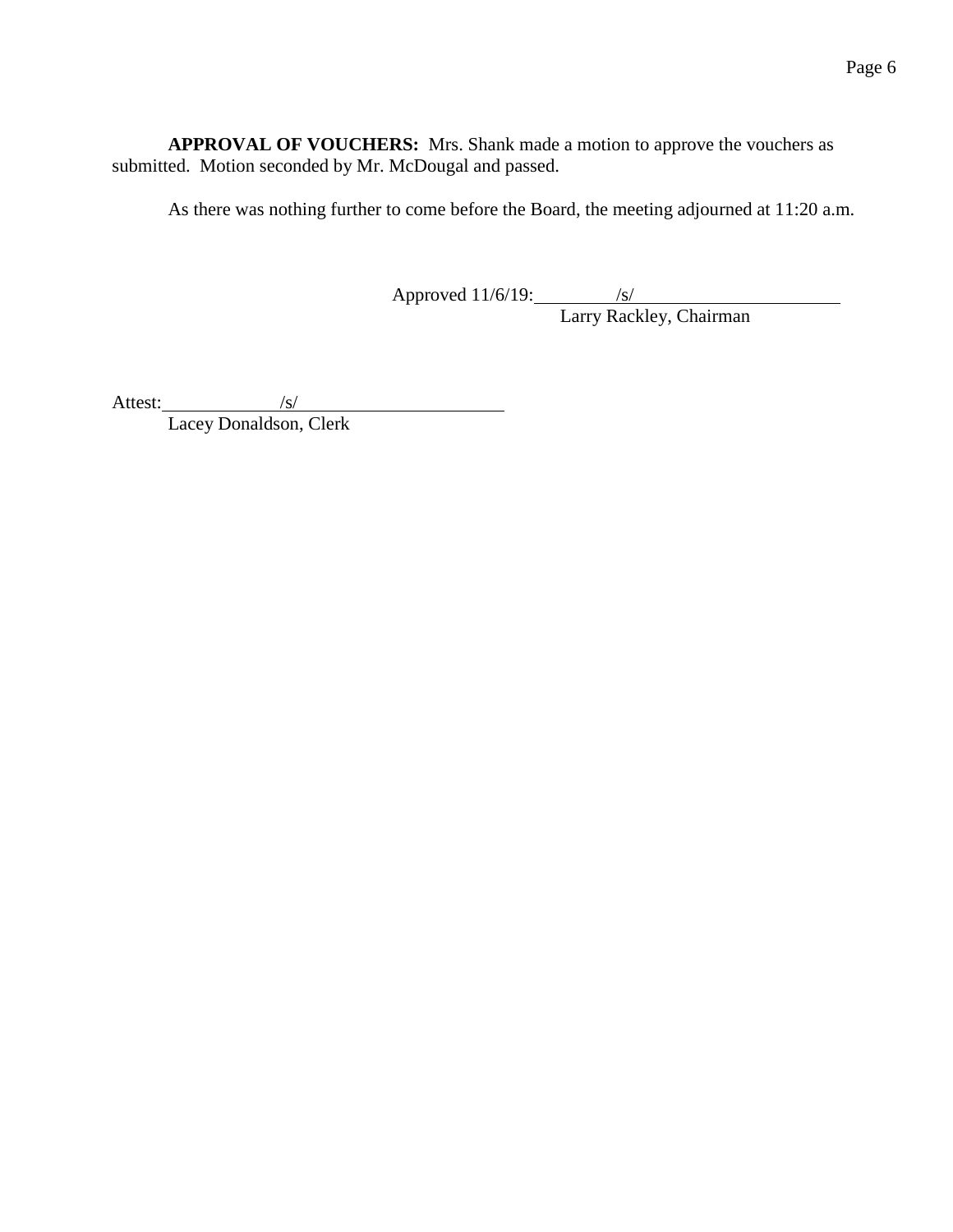**APPROVAL OF VOUCHERS:** Mrs. Shank made a motion to approve the vouchers as submitted. Motion seconded by Mr. McDougal and passed.

As there was nothing further to come before the Board, the meeting adjourned at 11:20 a.m.

Approved 11/6/19: /s/
Larry Rackley, Chairman

Attest: /s/
Lacey Donaldson, Clerk